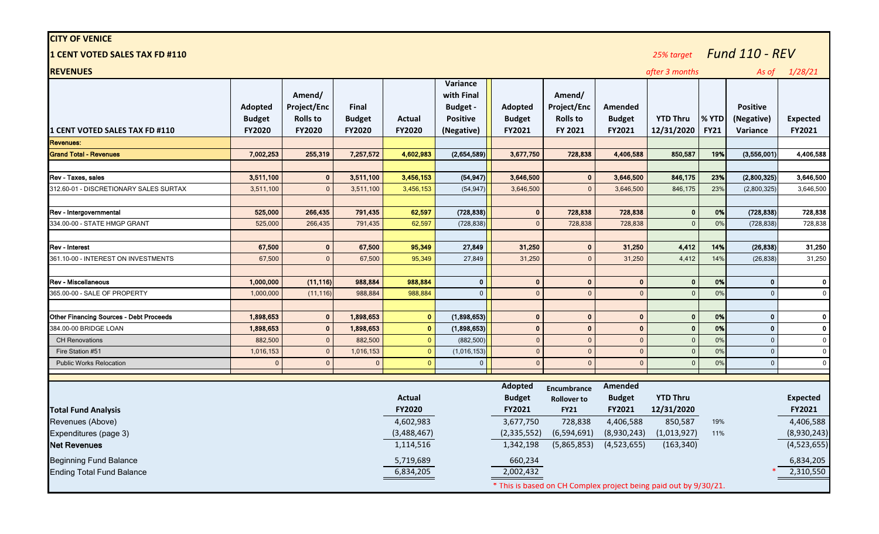**CITY OF VENICE**

**1 CENT VOTED SALES TAX FD #110**

**REVENUES**

*25% target after 3 months*

*Fund 110 - REV*

*As of 1/28/21*

| 1 CENT VOTED SALES TAX FD #110 | Adopted Budget FY2020 | Amend/ Project/Enc Rolls to FY2020 | Final Budget FY2020 | Actual FY2020 | Variance with Final Budget - Positive (Negative) | Adopted Budget FY2021 | Amend/ Project/Enc Rolls to FY 2021 | Amended Budget FY2021 | YTD Thru 12/31/2020 | % YTD FY21 | Positive (Negative) Variance | Expected FY2021 |
|---|---|---|---|---|---|---|---|---|---|---|---|---|
| **Revenues:** | | | | | | | | | | | | |
| **Grand Total - Revenues** | **7,002,253** | **255,319** | **7,257,572** | **4,602,983** | **(2,654,589)** | **3,677,750** | **728,838** | **4,406,588** | **850,587** | **19%** | **(3,556,001)** | **4,406,588** |
| | | | | | | | | | | | | |
| **Rev - Taxes, sales** | **3,511,100** | **0** | **3,511,100** | **3,456,153** | **(54,947)** | **3,646,500** | **0** | **3,646,500** | **846,175** | **23%** | **(2,800,325)** | **3,646,500** |
| 312.60-01 - DISCRETIONARY SALES SURTAX | 3,511,100 | 0 | 3,511,100 | 3,456,153 | (54,947) | 3,646,500 | 0 | 3,646,500 | 846,175 | 23% | (2,800,325) | 3,646,500 |
| | | | | | | | | | | | | |
| **Rev - Intergovernmental** | **525,000** | **266,435** | **791,435** | **62,597** | **(728,838)** | **0** | **728,838** | **728,838** | **0** | **0%** | **(728,838)** | **728,838** |
| 334.00-00 - STATE HMGP GRANT | 525,000 | 266,435 | 791,435 | 62,597 | (728,838) | 0 | 728,838 | 728,838 | 0 | 0% | (728,838) | 728,838 |
| | | | | | | | | | | | | |
| **Rev - Interest** | **67,500** | **0** | **67,500** | **95,349** | **27,849** | **31,250** | **0** | **31,250** | **4,412** | **14%** | **(26,838)** | **31,250** |
| 361.10-00 - INTEREST ON INVESTMENTS | 67,500 | 0 | 67,500 | 95,349 | 27,849 | 31,250 | 0 | 31,250 | 4,412 | 14% | (26,838) | 31,250 |
| | | | | | | | | | | | | |
| **Rev - Miscellaneous** | **1,000,000** | **(11,116)** | **988,884** | **988,884** | **0** | **0** | **0** | **0** | **0** | **0%** | **0** | **0** |
| 365.00-00 - SALE OF PROPERTY | 1,000,000 | (11,116) | 988,884 | 988,884 | 0 | 0 | 0 | 0 | 0 | 0% | 0 | 0 |
| | | | | | | | | | | | | |
| **Other Financing Sources - Debt Proceeds** | **1,898,653** | **0** | **1,898,653** | **0** | **(1,898,653)** | **0** | **0** | **0** | **0** | **0%** | **0** | **0** |
| 384.00-00 BRIDGE LOAN | **1,898,653** | **0** | **1,898,653** | **0** | **(1,898,653)** | **0** | **0** | **0** | **0** | **0%** | **0** | **0** |
| CH Renovations | 882,500 | 0 | 882,500 | 0 | (882,500) | 0 | 0 | 0 | 0 | 0% | 0 | 0 |
| Fire Station #51 | 1,016,153 | 0 | 1,016,153 | 0 | (1,016,153) | 0 | 0 | 0 | 0 | 0% | 0 | 0 |
| Public Works Relocation | 0 | 0 | 0 | 0 | 0 | 0 | 0 | 0 | 0 | 0% | 0 | 0 |

| Total Fund Analysis | Actual FY2020 | Adopted Budget FY2021 | Encumbrance Rollover to FY21 | Amended Budget FY2021 | YTD Thru 12/31/2020 | | Expected FY2021 |
|---|---|---|---|---|---|---|---|
| Revenues (Above) | 4,602,983 | 3,677,750 | 728,838 | 4,406,588 | 850,587 | 19% | 4,406,588 |
| Expenditures (page 3) | (3,488,467) | (2,335,552) | (6,594,691) | (8,930,243) | (1,013,927) | 11% | (8,930,243) |
| **Net Revenues** | 1,114,516 | 1,342,198 | (5,865,853) | (4,523,655) | (163,340) | | (4,523,655) |
| Beginning Fund Balance | 5,719,689 | 660,234 | | | | | 6,834,205 |
| Ending Total Fund Balance | 6,834,205 | 2,002,432 | | | | | * 2,310,550 |

* This is based on CH Complex project being paid out by 9/30/21.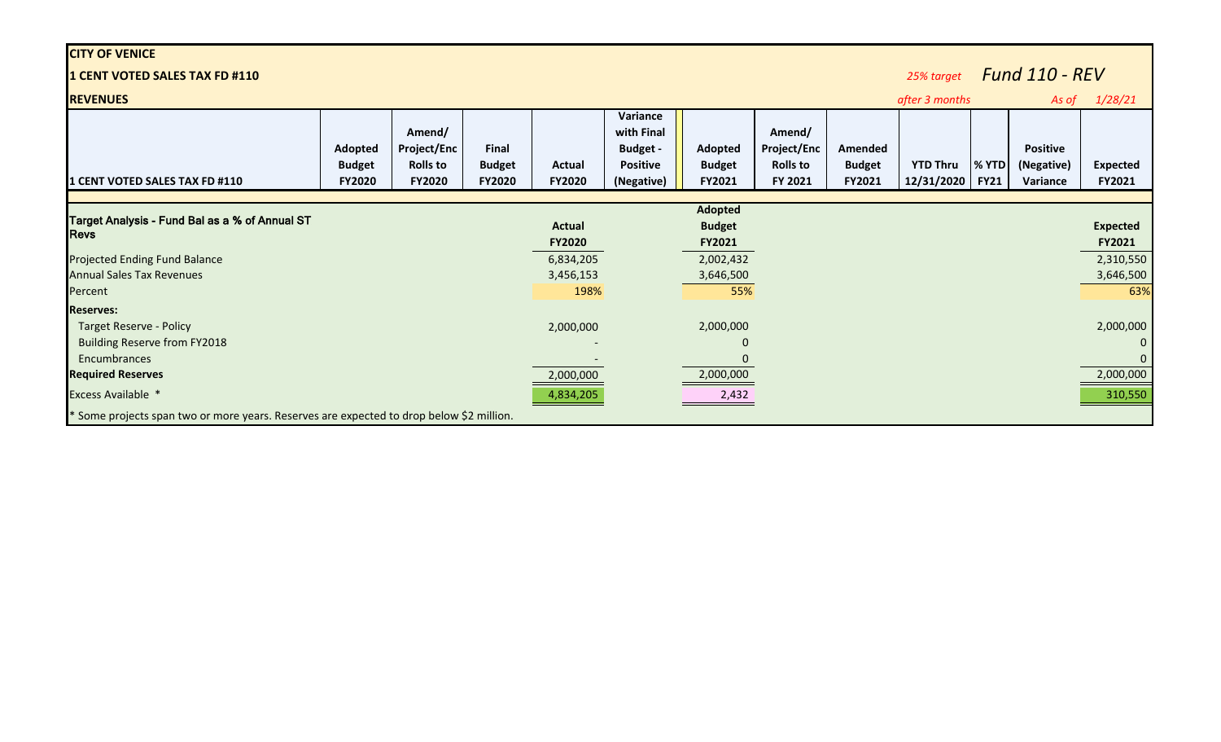**CITY OF VENICE**

**1 CENT VOTED SALES TAX FD #110**

**REVENUES**

*25% target after 3 months*

*Fund 110 - REV*

*As of 1/28/21*

| 1 CENT VOTED SALES TAX FD #110 | Adopted Budget FY2020 | Amend/ Project/Enc Rolls to FY2020 | Final Budget FY2020 | Actual FY2020 | Variance with Final Budget - Positive (Negative) | Adopted Budget FY2021 | Amend/ Project/Enc Rolls to FY 2021 | Amended Budget FY2021 | YTD Thru 12/31/2020 | % YTD FY21 | Positive (Negative) Variance | Expected FY2021 |
|---|---|---|---|---|---|---|---|---|---|---|---|---|
| **Target Analysis - Fund Bal as a % of Annual ST Revs** | | | | **Actual FY2020** | | **Adopted Budget FY2021** | | | | | | **Expected FY2021** |
| Projected Ending Fund Balance | | | | 6,834,205 | | 2,002,432 | | | | | | 2,310,550 |
| Annual Sales Tax Revenues | | | | 3,456,153 | | 3,646,500 | | | | | | 3,646,500 |
| Percent | | | | 198% | | 55% | | | | | | 63% |
| **Reserves:** | | | | | | | | | | | | |
| Target Reserve - Policy | | | | 2,000,000 | | 2,000,000 | | | | | | 2,000,000 |
| Building Reserve from FY2018 | | | | - | | 0 | | | | | | 0 |
| Encumbrances | | | | - | | 0 | | | | | | 0 |
| **Required Reserves** | | | | 2,000,000 | | 2,000,000 | | | | | | 2,000,000 |
| Excess Available * | | | | 4,834,205 | | 2,432 | | | | | | 310,550 |

* Some projects span two or more years. Reserves are expected to drop below $2 million.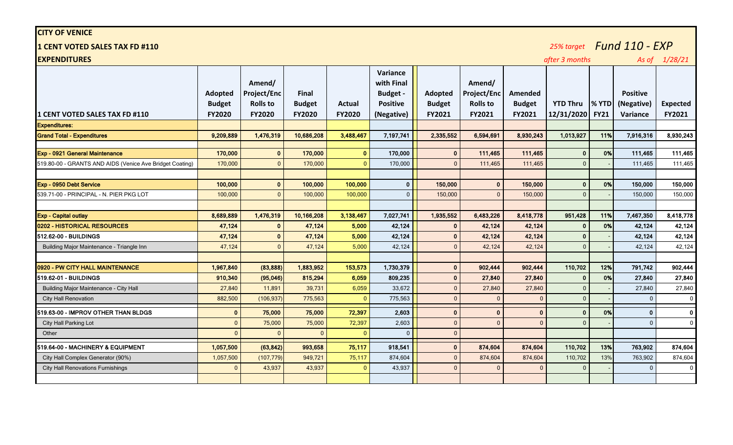**CITY OF VENICE**

**1 CENT VOTED SALES TAX FD #110**

**EXPENDITURES**

*25% target after 3 months*

*Fund 110 - EXP*

*As of 1/28/21*

| 1 CENT VOTED SALES TAX FD #110 | Adopted Budget FY2020 | Amend/ Project/Enc Rolls to FY2020 | Final Budget FY2020 | Actual FY2020 | Variance with Final Budget - Positive (Negative) | Adopted Budget FY2021 | Amend/ Project/Enc Rolls to FY2021 | Amended Budget FY2021 | YTD Thru 12/31/2020 | % YTD FY21 | Positive (Negative) Variance | Expected FY2021 |
|---|---|---|---|---|---|---|---|---|---|---|---|---|
| **Expenditures:** | | | | | | | | | | | | |
| **Grand Total - Expenditures** | **9,209,889** | **1,476,319** | **10,686,208** | **3,488,467** | **7,197,741** | **2,335,552** | **6,594,691** | **8,930,243** | **1,013,927** | **11%** | **7,916,316** | **8,930,243** |
| | | | | | | | | | | | | |
| **Exp - 0921 General Maintenance** | **170,000** | **0** | **170,000** | **0** | **170,000** | **0** | **111,465** | **111,465** | **0** | **0%** | **111,465** | **111,465** |
| 519.80-00 - GRANTS AND AIDS (Venice Ave Bridget Coating) | 170,000 | 0 | 170,000 | 0 | 170,000 | 0 | 111,465 | 111,465 | 0 | - | 111,465 | 111,465 |
| | | | | | | | | | | | | |
| **Exp - 0950 Debt Service** | **100,000** | **0** | **100,000** | **100,000** | **0** | **150,000** | **0** | **150,000** | **0** | **0%** | **150,000** | **150,000** |
| 539.71-00 - PRINCIPAL - N. PIER PKG LOT | 100,000 | 0 | 100,000 | 100,000 | 0 | 150,000 | 0 | 150,000 | 0 | - | 150,000 | 150,000 |
| | | | | | | | | | | | | |
| **Exp - Capital outlay** | **8,689,889** | **1,476,319** | **10,166,208** | **3,138,467** | **7,027,741** | **1,935,552** | **6,483,226** | **8,418,778** | **951,428** | **11%** | **7,467,350** | **8,418,778** |
| **0202 - HISTORICAL RESOURCES** | **47,124** | **0** | **47,124** | **5,000** | **42,124** | **0** | **42,124** | **42,124** | **0** | **0%** | **42,124** | **42,124** |
| **512.62-00 - BUILDINGS** | **47,124** | **0** | **47,124** | **5,000** | **42,124** | **0** | **42,124** | **42,124** | **0** | - | **42,124** | **42,124** |
| Building Major Maintenance - Triangle Inn | 47,124 | 0 | 47,124 | 5,000 | 42,124 | 0 | 42,124 | 42,124 | 0 | - | 42,124 | 42,124 |
| | | | | | | | | | | | | |
| **0920 - PW CITY HALL MAINTENANCE** | **1,967,840** | **(83,888)** | **1,883,952** | **153,573** | **1,730,379** | **0** | **902,444** | **902,444** | **110,702** | **12%** | **791,742** | **902,444** |
| **519.62-01 - BUILDINGS** | **910,340** | **(95,046)** | **815,294** | **6,059** | **809,235** | **0** | **27,840** | **27,840** | **0** | **0%** | **27,840** | **27,840** |
| Building Major Maintenance - City Hall | 27,840 | 11,891 | 39,731 | 6,059 | 33,672 | 0 | 27,840 | 27,840 | 0 | - | 27,840 | 27,840 |
| City Hall Renovation | 882,500 | (106,937) | 775,563 | 0 | 775,563 | 0 | 0 | 0 | 0 | - | 0 | 0 |
| **519.63-00 - IMPROV OTHER THAN BLDGS** | **0** | **75,000** | **75,000** | **72,397** | **2,603** | **0** | **0** | **0** | **0** | **0%** | **0** | **0** |
| City Hall Parking Lot | 0 | 75,000 | 75,000 | 72,397 | 2,603 | 0 | 0 | 0 | 0 | - | 0 | 0 |
| Other | 0 | 0 | 0 | 0 | 0 | 0 | | | | | | |
| **519.64-00 - MACHINERY & EQUIPMENT** | **1,057,500** | **(63,842)** | **993,658** | **75,117** | **918,541** | **0** | **874,604** | **874,604** | **110,702** | **13%** | **763,902** | **874,604** |
| City Hall Complex Generator (90%) | 1,057,500 | (107,779) | 949,721 | 75,117 | 874,604 | 0 | 874,604 | 874,604 | 110,702 | 13% | 763,902 | 874,604 |
| City Hall Renovations Furnishings | 0 | 43,937 | 43,937 | 0 | 43,937 | 0 | 0 | 0 | 0 | - | 0 | 0 |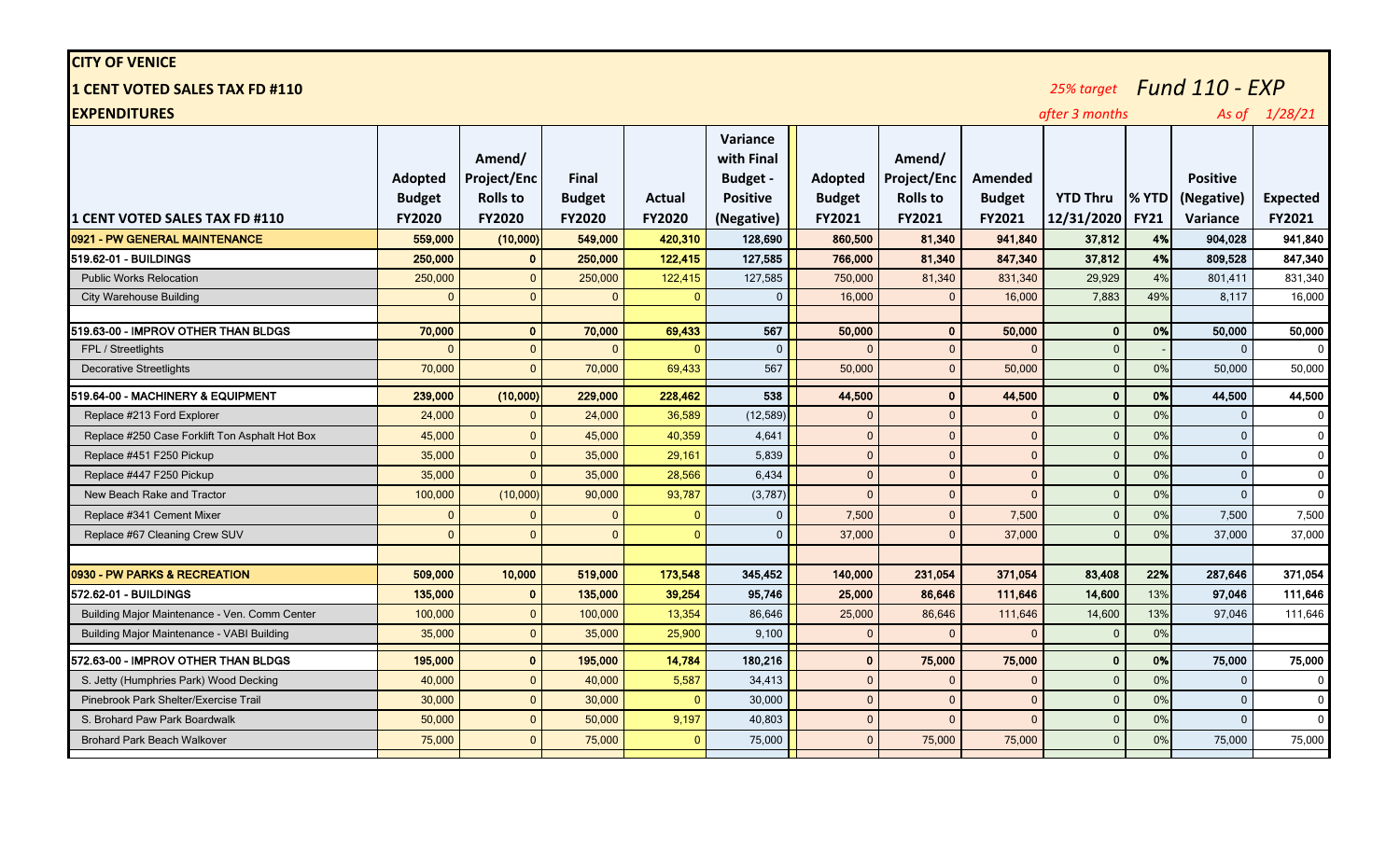**CITY OF VENICE**

**1 CENT VOTED SALES TAX FD #110**

**EXPENDITURES**

*25% target after 3 months* *Fund 110 - EXP* *As of 1/28/21*

| 1 CENT VOTED SALES TAX FD #110 | Adopted Budget FY2020 | Amend/ Project/Enc Rolls to FY2020 | Final Budget FY2020 | Actual FY2020 | Variance with Final Budget - Positive (Negative) | Adopted Budget FY2021 | Amend/ Project/Enc Rolls to FY2021 | Amended Budget FY2021 | YTD Thru 12/31/2020 | % YTD FY21 | Positive (Negative) Variance | Expected FY2021 |
|---|---|---|---|---|---|---|---|---|---|---|---|---|
| **0921 - PW GENERAL MAINTENANCE** | **559,000** | **(10,000)** | **549,000** | **420,310** | **128,690** | **860,500** | **81,340** | **941,840** | **37,812** | **4%** | **904,028** | **941,840** |
| **519.62-01 - BUILDINGS** | **250,000** | **0** | **250,000** | **122,415** | **127,585** | **766,000** | **81,340** | **847,340** | **37,812** | **4%** | **809,528** | **847,340** |
| Public Works Relocation | 250,000 | 0 | 250,000 | 122,415 | 127,585 | 750,000 | 81,340 | 831,340 | 29,929 | 4% | 801,411 | 831,340 |
| City Warehouse Building | 0 | 0 | 0 | 0 | 0 | 16,000 | 0 | 16,000 | 7,883 | 49% | 8,117 | 16,000 |
| | | | | | | | | | | | | |
| **519.63-00 - IMPROV OTHER THAN BLDGS** | **70,000** | **0** | **70,000** | **69,433** | **567** | **50,000** | **0** | **50,000** | **0** | **0%** | **50,000** | **50,000** |
| FPL / Streetlights | 0 | 0 | 0 | 0 | 0 | 0 | 0 | 0 | 0 | - | 0 | 0 |
| Decorative Streetlights | 70,000 | 0 | 70,000 | 69,433 | 567 | 50,000 | 0 | 50,000 | 0 | 0% | 50,000 | 50,000 |
| **519.64-00 - MACHINERY & EQUIPMENT** | **239,000** | **(10,000)** | **229,000** | **228,462** | **538** | **44,500** | **0** | **44,500** | **0** | **0%** | **44,500** | **44,500** |
| Replace #213 Ford Explorer | 24,000 | 0 | 24,000 | 36,589 | (12,589) | 0 | 0 | 0 | 0 | 0% | 0 | 0 |
| Replace #250 Case Forklift Ton Asphalt Hot Box | 45,000 | 0 | 45,000 | 40,359 | 4,641 | 0 | 0 | 0 | 0 | 0% | 0 | 0 |
| Replace #451 F250 Pickup | 35,000 | 0 | 35,000 | 29,161 | 5,839 | 0 | 0 | 0 | 0 | 0% | 0 | 0 |
| Replace #447 F250 Pickup | 35,000 | 0 | 35,000 | 28,566 | 6,434 | 0 | 0 | 0 | 0 | 0% | 0 | 0 |
| New Beach Rake and Tractor | 100,000 | (10,000) | 90,000 | 93,787 | (3,787) | 0 | 0 | 0 | 0 | 0% | 0 | 0 |
| Replace #341 Cement Mixer | 0 | 0 | 0 | 0 | 0 | 7,500 | 0 | 7,500 | 0 | 0% | 7,500 | 7,500 |
| Replace #67 Cleaning Crew SUV | 0 | 0 | 0 | 0 | 0 | 37,000 | 0 | 37,000 | 0 | 0% | 37,000 | 37,000 |
| | | | | | | | | | | | | |
| **0930 - PW PARKS & RECREATION** | **509,000** | **10,000** | **519,000** | **173,548** | **345,452** | **140,000** | **231,054** | **371,054** | **83,408** | **22%** | **287,646** | **371,054** |
| **572.62-01 - BUILDINGS** | **135,000** | **0** | **135,000** | **39,254** | **95,746** | **25,000** | **86,646** | **111,646** | **14,600** | **13%** | **97,046** | **111,646** |
| Building Major Maintenance - Ven. Comm Center | 100,000 | 0 | 100,000 | 13,354 | 86,646 | 25,000 | 86,646 | 111,646 | 14,600 | 13% | 97,046 | 111,646 |
| Building Major Maintenance - VABI Building | 35,000 | 0 | 35,000 | 25,900 | 9,100 | 0 | 0 | 0 | 0 | 0% | | |
| **572.63-00 - IMPROV OTHER THAN BLDGS** | **195,000** | **0** | **195,000** | **14,784** | **180,216** | **0** | **75,000** | **75,000** | **0** | **0%** | **75,000** | **75,000** |
| S. Jetty (Humphries Park) Wood Decking | 40,000 | 0 | 40,000 | 5,587 | 34,413 | 0 | 0 | 0 | 0 | 0% | 0 | 0 |
| Pinebrook Park Shelter/Exercise Trail | 30,000 | 0 | 30,000 | 0 | 30,000 | 0 | 0 | 0 | 0 | 0% | 0 | 0 |
| S. Brohard Paw Park Boardwalk | 50,000 | 0 | 50,000 | 9,197 | 40,803 | 0 | 0 | 0 | 0 | 0% | 0 | 0 |
| Brohard Park Beach Walkover | 75,000 | 0 | 75,000 | 0 | 75,000 | 0 | 75,000 | 75,000 | 0 | 0% | 75,000 | 75,000 |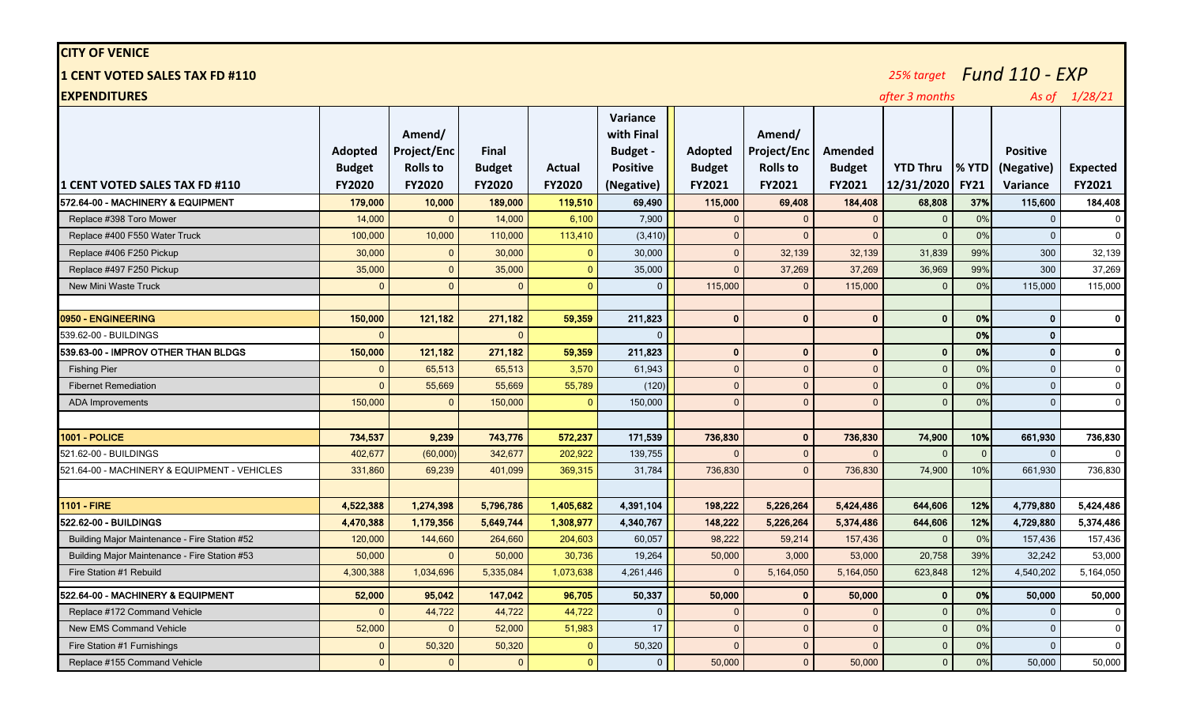**CITY OF VENICE**

**1 CENT VOTED SALES TAX FD #110**

**EXPENDITURES**

*25% target after 3 months*

*Fund 110 - EXP*

*As of 1/28/21*

| 1 CENT VOTED SALES TAX FD #110 | Adopted Budget FY2020 | Amend/ Project/Enc Rolls to FY2020 | Final Budget FY2020 | Actual FY2020 | Variance with Final Budget - Positive (Negative) | Adopted Budget FY2021 | Amend/ Project/Enc Rolls to FY2021 | Amended Budget FY2021 | YTD Thru 12/31/2020 | % YTD FY21 | Positive (Negative) Variance | Expected FY2021 |
|---|---|---|---|---|---|---|---|---|---|---|---|---|
| **572.64-00 - MACHINERY & EQUIPMENT** | **179,000** | **10,000** | **189,000** | **119,510** | **69,490** | **115,000** | **69,408** | **184,408** | **68,808** | **37%** | **115,600** | **184,408** |
| Replace #398 Toro Mower | 14,000 | 0 | 14,000 | 6,100 | 7,900 | 0 | 0 | 0 | 0 | 0% | 0 | 0 |
| Replace #400 F550 Water Truck | 100,000 | 10,000 | 110,000 | 113,410 | (3,410) | 0 | 0 | 0 | 0 | 0% | 0 | 0 |
| Replace #406 F250 Pickup | 30,000 | 0 | 30,000 | 0 | 30,000 | 0 | 32,139 | 32,139 | 31,839 | 99% | 300 | 32,139 |
| Replace #497 F250 Pickup | 35,000 | 0 | 35,000 | 0 | 35,000 | 0 | 37,269 | 37,269 | 36,969 | 99% | 300 | 37,269 |
| New Mini Waste Truck | 0 | 0 | 0 | 0 | 0 | 115,000 | 0 | 115,000 | 0 | 0% | 115,000 | 115,000 |
| | | | | | | | | | | | | |
| **0950 - ENGINEERING** | **150,000** | **121,182** | **271,182** | **59,359** | **211,823** | **0** | **0** | **0** | **0** | **0%** | **0** | **0** |
| 539.62-00 - BUILDINGS | 0 | | 0 | | 0 | | | | | **0%** | **0** | |
| **539.63-00 - IMPROV OTHER THAN BLDGS** | **150,000** | **121,182** | **271,182** | **59,359** | **211,823** | **0** | **0** | **0** | **0** | **0%** | **0** | **0** |
| Fishing Pier | 0 | 65,513 | 65,513 | 3,570 | 61,943 | 0 | 0 | 0 | 0 | 0% | 0 | 0 |
| Fibernet Remediation | 0 | 55,669 | 55,669 | 55,789 | (120) | 0 | 0 | 0 | 0 | 0% | 0 | 0 |
| ADA Improvements | 150,000 | 0 | 150,000 | 0 | 150,000 | 0 | 0 | 0 | 0 | 0% | 0 | 0 |
| | | | | | | | | | | | | |
| **1001 - POLICE** | **734,537** | **9,239** | **743,776** | **572,237** | **171,539** | **736,830** | **0** | **736,830** | **74,900** | **10%** | **661,930** | **736,830** |
| 521.62-00 - BUILDINGS | 402,677 | (60,000) | 342,677 | 202,922 | 139,755 | 0 | 0 | 0 | 0 | 0 | 0 | 0 |
| 521.64-00 - MACHINERY & EQUIPMENT - VEHICLES | 331,860 | 69,239 | 401,099 | 369,315 | 31,784 | 736,830 | 0 | 736,830 | 74,900 | 10% | 661,930 | 736,830 |
| | | | | | | | | | | | | |
| **1101 - FIRE** | **4,522,388** | **1,274,398** | **5,796,786** | **1,405,682** | **4,391,104** | **198,222** | **5,226,264** | **5,424,486** | **644,606** | **12%** | **4,779,880** | **5,424,486** |
| **522.62-00 - BUILDINGS** | **4,470,388** | **1,179,356** | **5,649,744** | **1,308,977** | **4,340,767** | **148,222** | **5,226,264** | **5,374,486** | **644,606** | **12%** | **4,729,880** | **5,374,486** |
| Building Major Maintenance - Fire Station #52 | 120,000 | 144,660 | 264,660 | 204,603 | 60,057 | 98,222 | 59,214 | 157,436 | 0 | 0% | 157,436 | 157,436 |
| Building Major Maintenance - Fire Station #53 | 50,000 | 0 | 50,000 | 30,736 | 19,264 | 50,000 | 3,000 | 53,000 | 20,758 | 39% | 32,242 | 53,000 |
| Fire Station #1 Rebuild | 4,300,388 | 1,034,696 | 5,335,084 | 1,073,638 | 4,261,446 | 0 | 5,164,050 | 5,164,050 | 623,848 | 12% | 4,540,202 | 5,164,050 |
| **522.64-00 - MACHINERY & EQUIPMENT** | **52,000** | **95,042** | **147,042** | **96,705** | **50,337** | **50,000** | **0** | **50,000** | **0** | **0%** | **50,000** | **50,000** |
| Replace #172 Command Vehicle | 0 | 44,722 | 44,722 | 44,722 | 0 | 0 | 0 | 0 | 0 | 0% | 0 | 0 |
| New EMS Command Vehicle | 52,000 | 0 | 52,000 | 51,983 | 17 | 0 | 0 | 0 | 0 | 0% | 0 | 0 |
| Fire Station #1 Furnishings | 0 | 50,320 | 50,320 | 0 | 50,320 | 0 | 0 | 0 | 0 | 0% | 0 | 0 |
| Replace #155 Command Vehicle | 0 | 0 | 0 | 0 | 0 | 50,000 | 0 | 50,000 | 0 | 0% | 50,000 | 50,000 |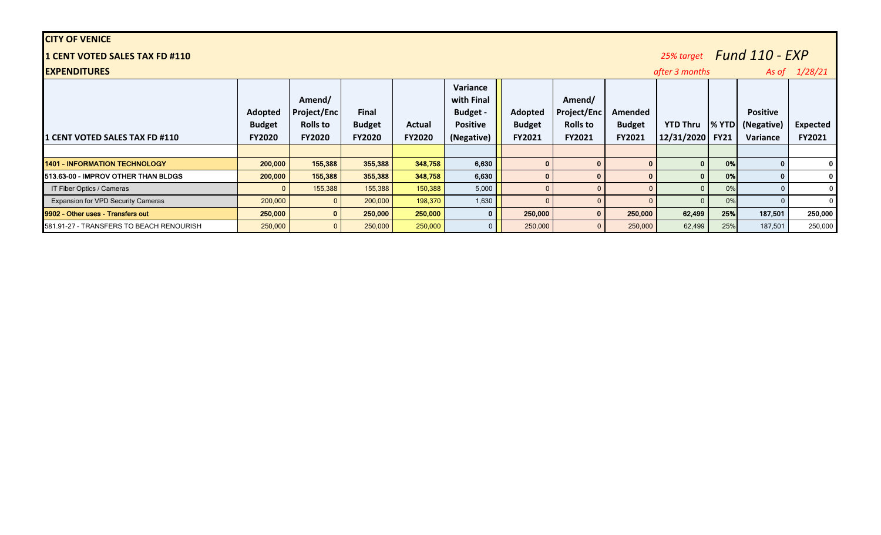**CITY OF VENICE**

**1 CENT VOTED SALES TAX FD #110**

**EXPENDITURES**

*25% target after 3 months* *Fund 110 - EXP* *As of 1/28/21*

| 1 CENT VOTED SALES TAX FD #110 | Adopted Budget FY2020 | Amend/ Project/Enc Rolls to FY2020 | Final Budget FY2020 | Actual FY2020 | Variance with Final Budget - Positive (Negative) | Adopted Budget FY2021 | Amend/ Project/Enc Rolls to FY2021 | Amended Budget FY2021 | YTD Thru 12/31/2020 | % YTD FY21 | Positive (Negative) Variance | Expected FY2021 |
|---|---|---|---|---|---|---|---|---|---|---|---|---|
| **1401 - INFORMATION TECHNOLOGY** | **200,000** | **155,388** | **355,388** | **348,758** | **6,630** | **0** | **0** | **0** | **0** | **0%** | **0** | **0** |
| **513.63-00 - IMPROV OTHER THAN BLDGS** | **200,000** | **155,388** | **355,388** | **348,758** | **6,630** | **0** | **0** | **0** | **0** | **0%** | **0** | **0** |
| IT Fiber Optics / Cameras | 0 | 155,388 | 155,388 | 150,388 | 5,000 | 0 | 0 | 0 | 0 | 0% | 0 | 0 |
| Expansion for VPD Security Cameras | 200,000 | 0 | 200,000 | 198,370 | 1,630 | 0 | 0 | 0 | 0 | 0% | 0 | 0 |
| **9902 - Other uses - Transfers out** | **250,000** | **0** | **250,000** | **250,000** | **0** | **250,000** | **0** | **250,000** | **62,499** | **25%** | **187,501** | **250,000** |
| 581.91-27 - TRANSFERS TO BEACH RENOURISH | 250,000 | 0 | 250,000 | 250,000 | 0 | 250,000 | 0 | 250,000 | 62,499 | 25% | 187,501 | 250,000 |